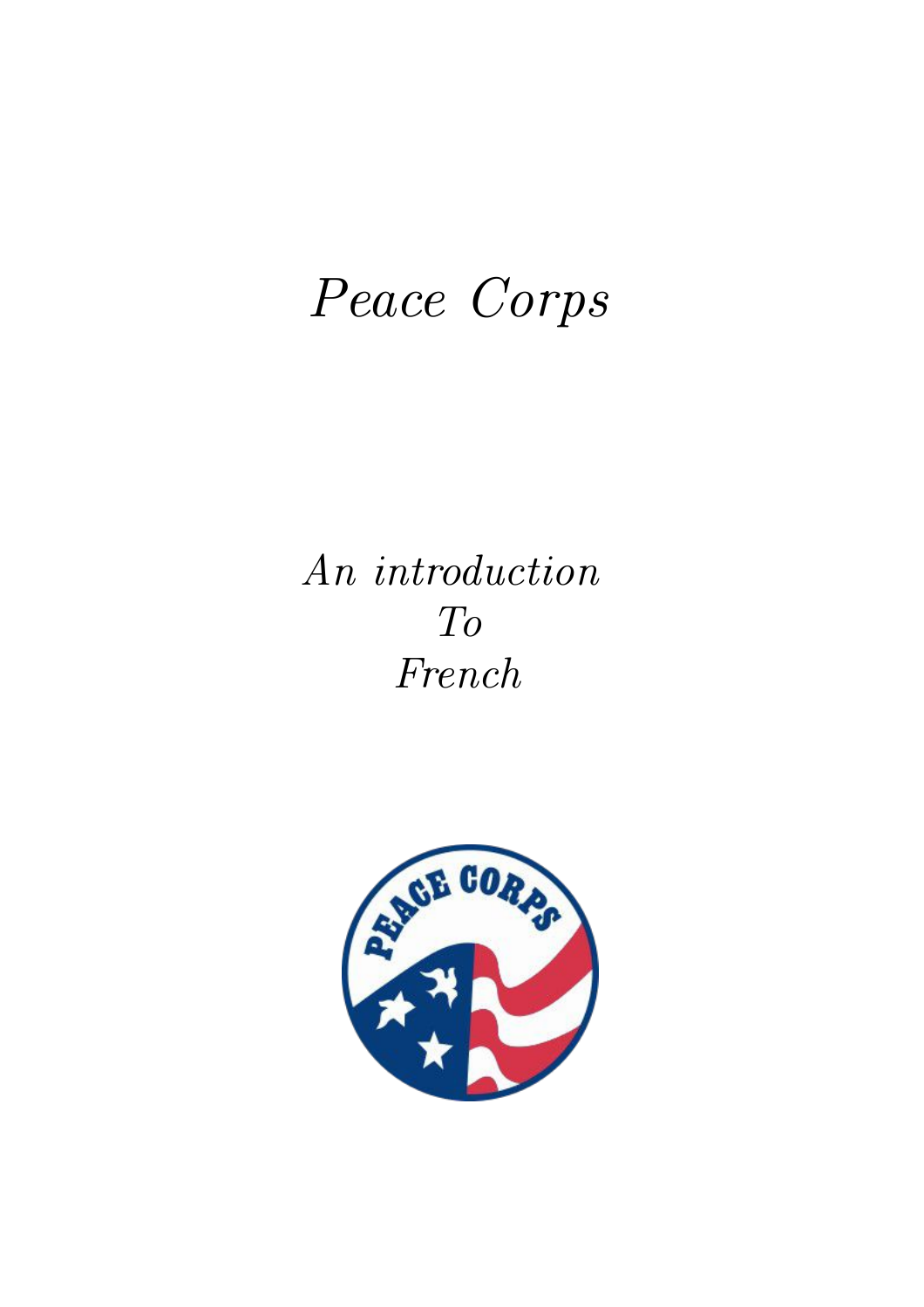# *Peace Corps*

*An introduction*
*To*
*French*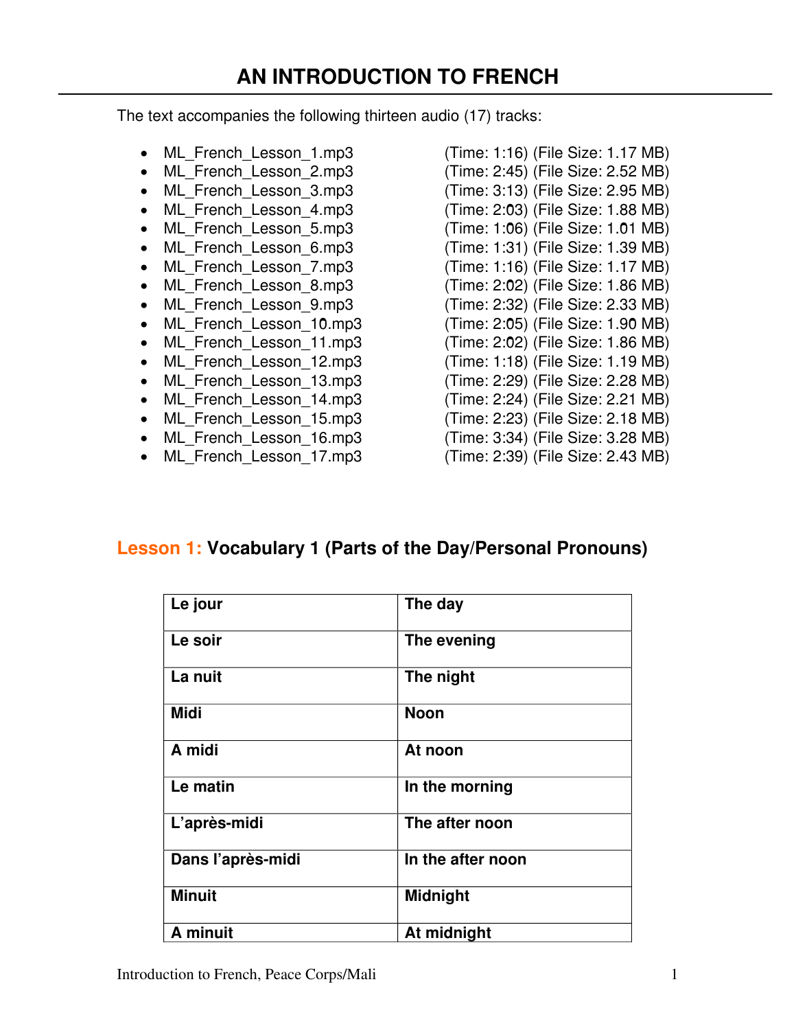# AN INTRODUCTION TO FRENCH

The text accompanies the following thirteen audio (17) tracks:

- ML_French_Lesson_1.mp3 (Time: 1:16) (File Size: 1.17 MB)
- ML_French_Lesson_2.mp3 (Time: 2:45) (File Size: 2.52 MB)
- ML_French_Lesson_3.mp3 (Time: 3:13) (File Size: 2.95 MB)
- ML_French_Lesson_4.mp3 (Time: 2:03) (File Size: 1.88 MB)
- ML_French_Lesson_5.mp3 (Time: 1:06) (File Size: 1.01 MB)
- ML_French_Lesson_6.mp3 (Time: 1:31) (File Size: 1.39 MB)
- ML_French_Lesson_7.mp3 (Time: 1:16) (File Size: 1.17 MB)
- ML_French_Lesson_8.mp3 (Time: 2:02) (File Size: 1.86 MB)
- ML_French_Lesson_9.mp3 (Time: 2:32) (File Size: 2.33 MB)
- ML_French_Lesson_10.mp3 (Time: 2:05) (File Size: 1.90 MB)
- ML_French_Lesson_11.mp3 (Time: 2:02) (File Size: 1.86 MB)
- ML_French_Lesson_12.mp3 (Time: 1:18) (File Size: 1.19 MB)
- ML_French_Lesson_13.mp3 (Time: 2:29) (File Size: 2.28 MB)
- ML_French_Lesson_14.mp3 (Time: 2:24) (File Size: 2.21 MB)
- ML_French_Lesson_15.mp3 (Time: 2:23) (File Size: 2.18 MB)
- ML_French_Lesson_16.mp3 (Time: 3:34) (File Size: 3.28 MB)
- ML_French_Lesson_17.mp3 (Time: 2:39) (File Size: 2.43 MB)

## Lesson 1: Vocabulary 1 (Parts of the Day/Personal Pronouns)

| | |
|---|---|
| **Le jour** | **The day** |
| **Le soir** | **The evening** |
| **La nuit** | **The night** |
| **Midi** | **Noon** |
| **A midi** | **At noon** |
| **Le matin** | **In the morning** |
| **L'après-midi** | **The after noon** |
| **Dans l'après-midi** | **In the after noon** |
| **Minuit** | **Midnight** |
| **A minuit** | **At midnight** |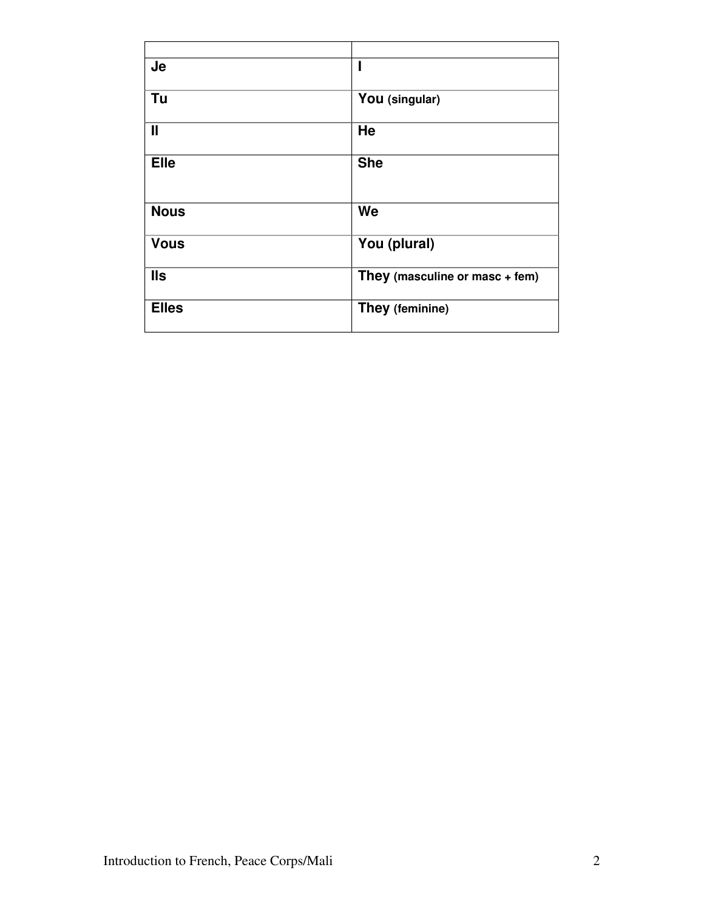| | |
|---|---|
| **Je** | **I** |
| **Tu** | **You (singular)** |
| **Il** | **He** |
| **Elle** | **She** |
| **Nous** | **We** |
| **Vous** | **You (plural)** |
| **Ils** | **They (masculine or masc + fem)** |
| **Elles** | **They (feminine)** |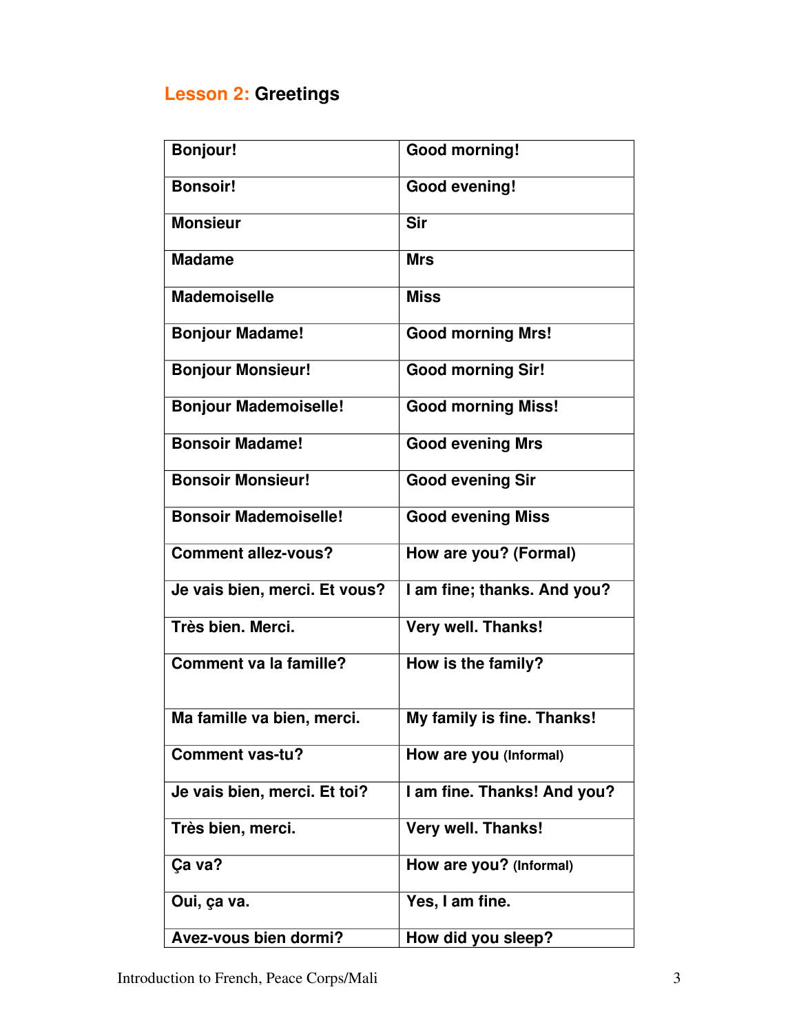## Lesson 2: Greetings

| Bonjour! | Good morning! |
|---|---|
| Bonsoir! | Good evening! |
| Monsieur | Sir |
| Madame | Mrs |
| Mademoiselle | Miss |
| Bonjour Madame! | Good morning Mrs! |
| Bonjour Monsieur! | Good morning Sir! |
| Bonjour Mademoiselle! | Good morning Miss! |
| Bonsoir Madame! | Good evening Mrs |
| Bonsoir Monsieur! | Good evening Sir |
| Bonsoir Mademoiselle! | Good evening Miss |
| Comment allez-vous? | How are you? (Formal) |
| Je vais bien, merci. Et vous? | I am fine; thanks. And you? |
| Très bien. Merci. | Very well. Thanks! |
| Comment va la famille? | How is the family? |
| Ma famille va bien, merci. | My family is fine. Thanks! |
| Comment vas-tu? | How are you (Informal) |
| Je vais bien, merci. Et toi? | I am fine. Thanks! And you? |
| Très bien, merci. | Very well. Thanks! |
| Ça va? | How are you? (Informal) |
| Oui, ça va. | Yes, I am fine. |
| Avez-vous bien dormi? | How did you sleep? |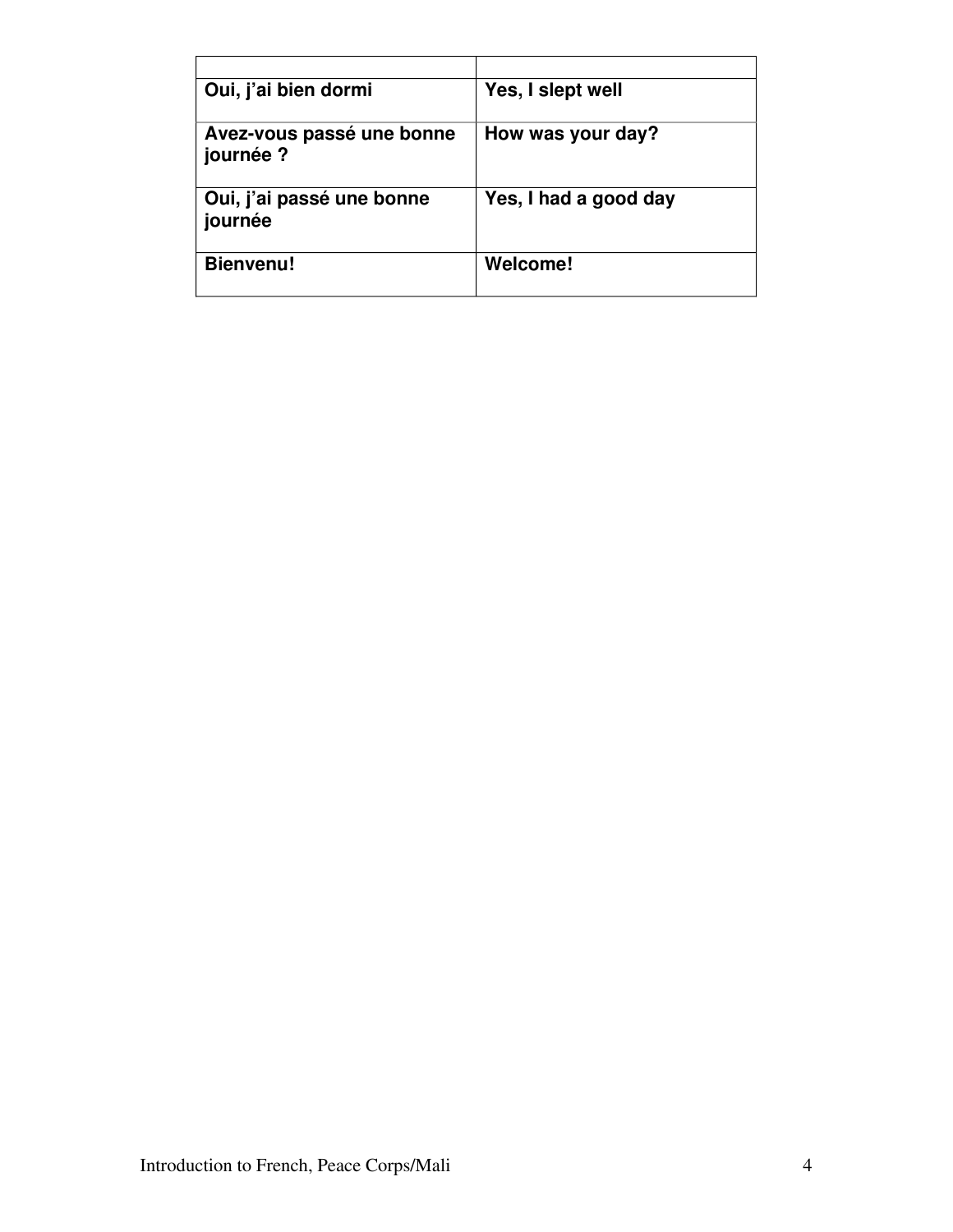| | |
|---|---|
| **Oui, j'ai bien dormi** | **Yes, I slept well** |
| **Avez-vous passé une bonne journée ?** | **How was your day?** |
| **Oui, j'ai passé une bonne journée** | **Yes, I had a good day** |
| **Bienvenu!** | **Welcome!** |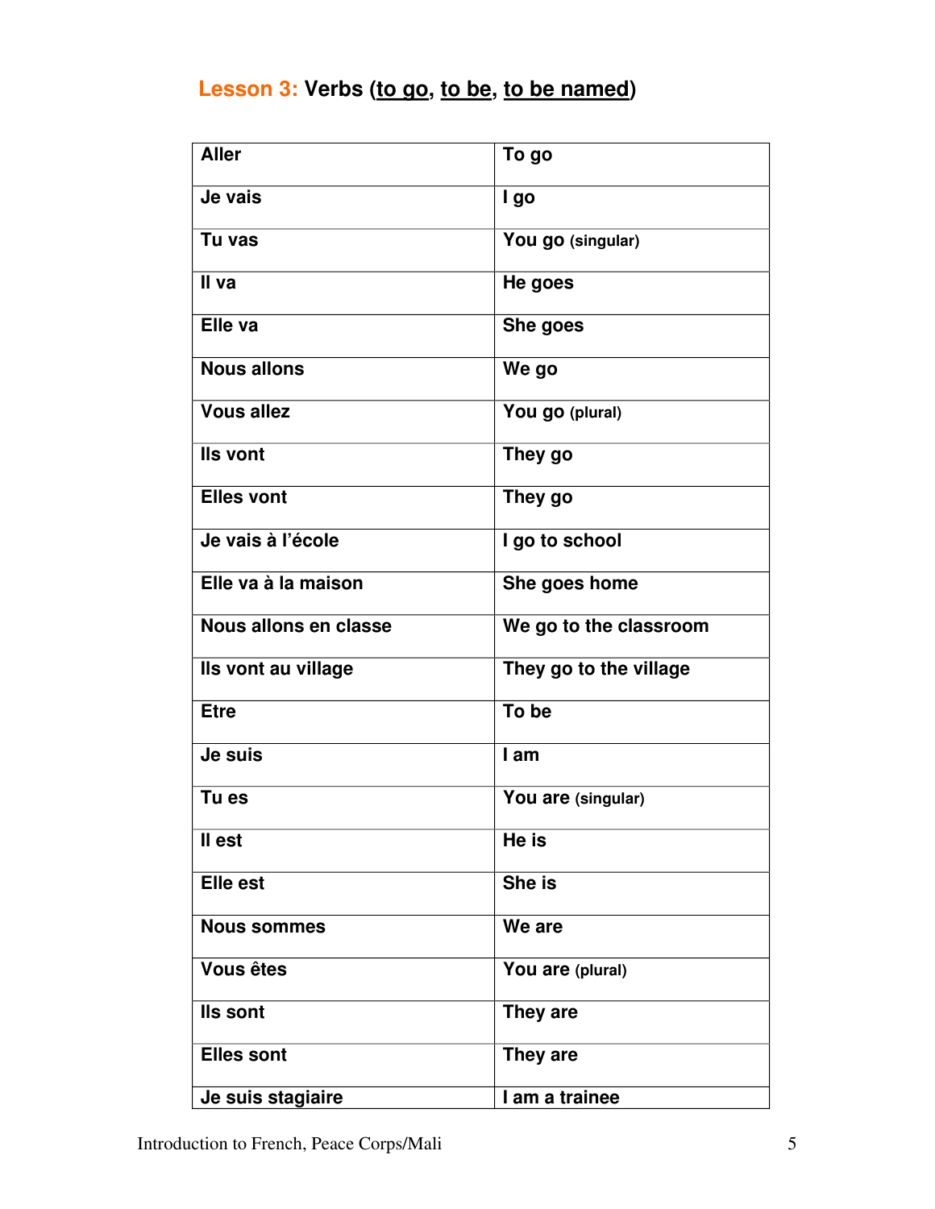## **Lesson 3:** Verbs (<u>to go</u>, <u>to be</u>, <u>to be named</u>)

| **Aller** | **To go** |
|---|---|
| **Je vais** | **I go** |
| **Tu vas** | **You go** (singular) |
| **Il va** | **He goes** |
| **Elle va** | **She goes** |
| **Nous allons** | **We go** |
| **Vous allez** | **You go** (plural) |
| **Ils vont** | **They go** |
| **Elles vont** | **They go** |
| **Je vais à l'école** | **I go to school** |
| **Elle va à la maison** | **She goes home** |
| **Nous allons en classe** | **We go to the classroom** |
| **Ils vont au village** | **They go to the village** |
| **Etre** | **To be** |
| **Je suis** | **I am** |
| **Tu es** | **You are** (singular) |
| **Il est** | **He is** |
| **Elle est** | **She is** |
| **Nous sommes** | **We are** |
| **Vous êtes** | **You are** (plural) |
| **Ils sont** | **They are** |
| **Elles sont** | **They are** |
| **Je suis stagiaire** | **I am a trainee** |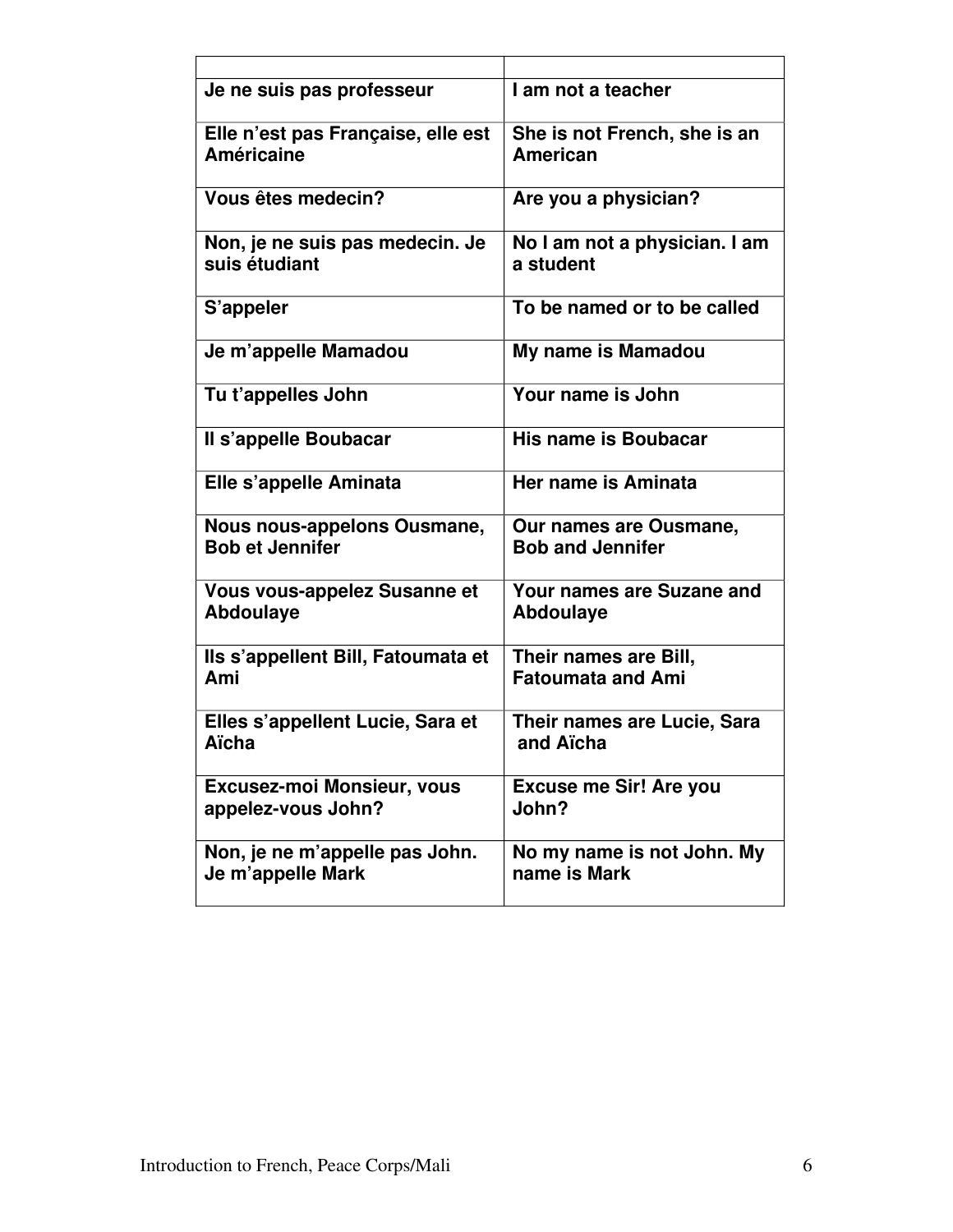| | |
|---|---|
| **Je ne suis pas professeur** | **I am not a teacher** |
| **Elle n'est pas Française, elle est Américaine** | **She is not French, she is an American** |
| **Vous êtes medecin?** | **Are you a physician?** |
| **Non, je ne suis pas medecin. Je suis étudiant** | **No I am not a physician. I am a student** |
| **S'appeler** | **To be named or to be called** |
| **Je m'appelle Mamadou** | **My name is Mamadou** |
| **Tu t'appelles John** | **Your name is John** |
| **Il s'appelle Boubacar** | **His name is Boubacar** |
| **Elle s'appelle Aminata** | **Her name is Aminata** |
| **Nous nous-appelons Ousmane, Bob et Jennifer** | **Our names are Ousmane, Bob and Jennifer** |
| **Vous vous-appelez Susanne et Abdoulaye** | **Your names are Suzane and Abdoulaye** |
| **Ils s'appellent Bill, Fatoumata et Ami** | **Their names are Bill, Fatoumata and Ami** |
| **Elles s'appellent Lucie, Sara et Aïcha** | **Their names are Lucie, Sara and Aïcha** |
| **Excusez-moi Monsieur, vous appelez-vous John?** | **Excuse me Sir! Are you John?** |
| **Non, je ne m'appelle pas John. Je m'appelle Mark** | **No my name is not John. My name is Mark** |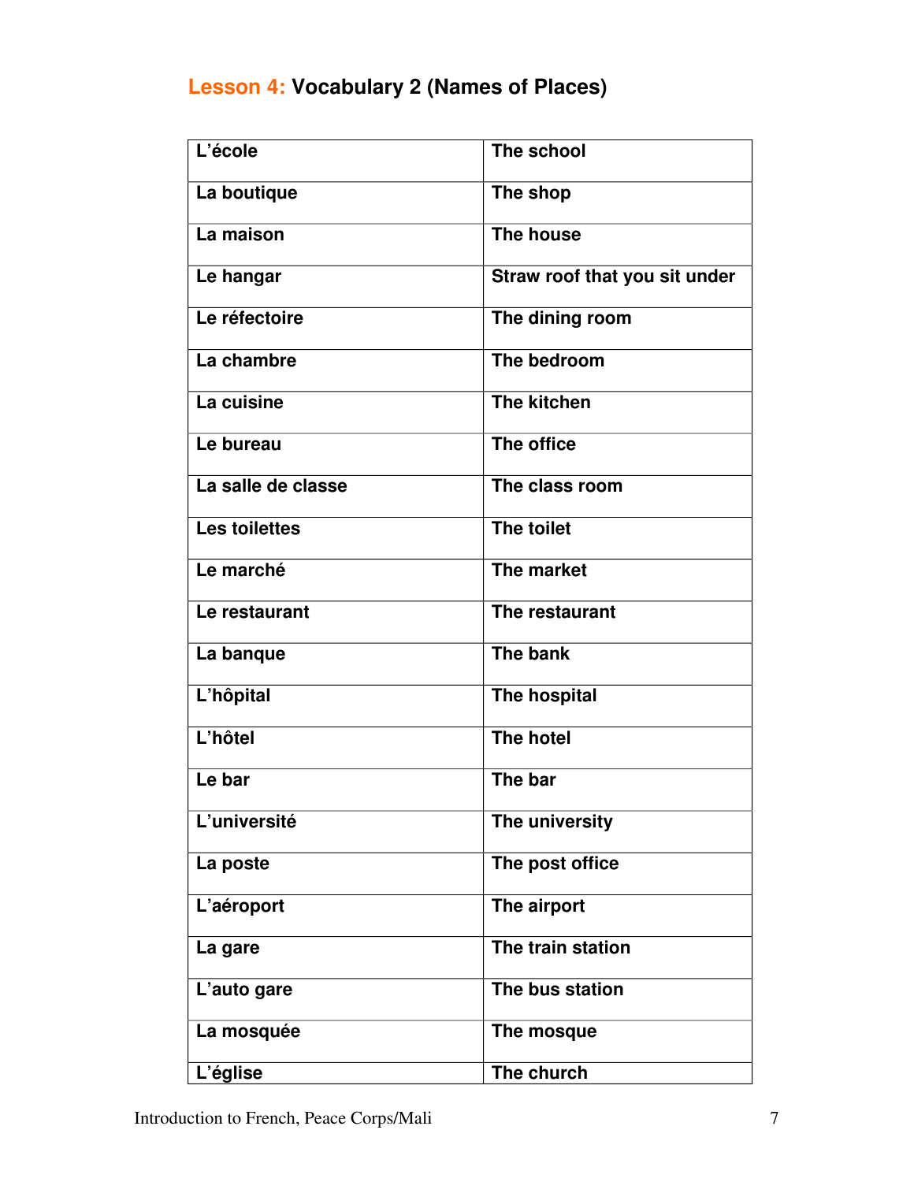## **Lesson 4:** Vocabulary 2 (Names of Places)

| L'école | The school |
|---|---|
| La boutique | The shop |
| La maison | The house |
| Le hangar | Straw roof that you sit under |
| Le réfectoire | The dining room |
| La chambre | The bedroom |
| La cuisine | The kitchen |
| Le bureau | The office |
| La salle de classe | The class room |
| Les toilettes | The toilet |
| Le marché | The market |
| Le restaurant | The restaurant |
| La banque | The bank |
| L'hôpital | The hospital |
| L'hôtel | The hotel |
| Le bar | The bar |
| L'université | The university |
| La poste | The post office |
| L'aéroport | The airport |
| La gare | The train station |
| L'auto gare | The bus station |
| La mosquée | The mosque |
| L'église | The church |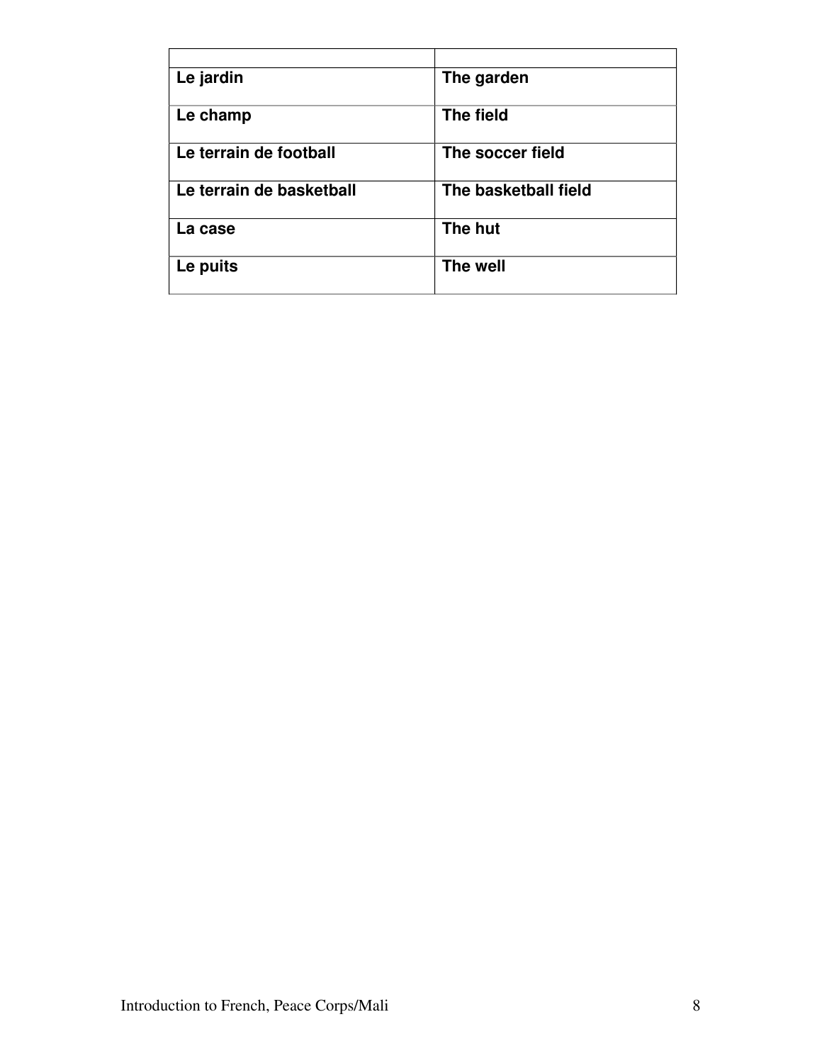| | |
|---|---|
| **Le jardin** | **The garden** |
| **Le champ** | **The field** |
| **Le terrain de football** | **The soccer field** |
| **Le terrain de basketball** | **The basketball field** |
| **La case** | **The hut** |
| **Le puits** | **The well** |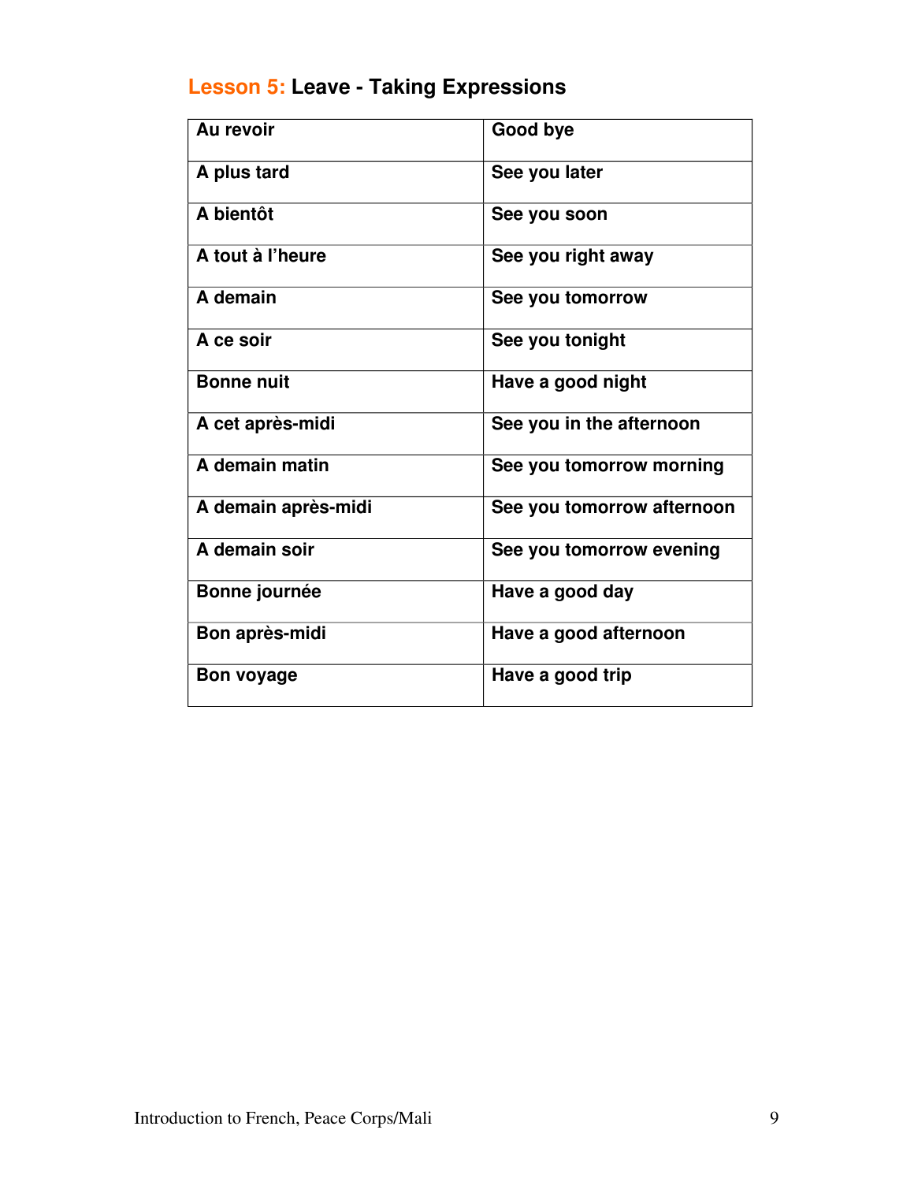## **Lesson 5:** Leave - Taking Expressions

| **Au revoir** | **Good bye** |
|---|---|
| **A plus tard** | **See you later** |
| **A bientôt** | **See you soon** |
| **A tout à l'heure** | **See you right away** |
| **A demain** | **See you tomorrow** |
| **A ce soir** | **See you tonight** |
| **Bonne nuit** | **Have a good night** |
| **A cet après-midi** | **See you in the afternoon** |
| **A demain matin** | **See you tomorrow morning** |
| **A demain après-midi** | **See you tomorrow afternoon** |
| **A demain soir** | **See you tomorrow evening** |
| **Bonne journée** | **Have a good day** |
| **Bon après-midi** | **Have a good afternoon** |
| **Bon voyage** | **Have a good trip** |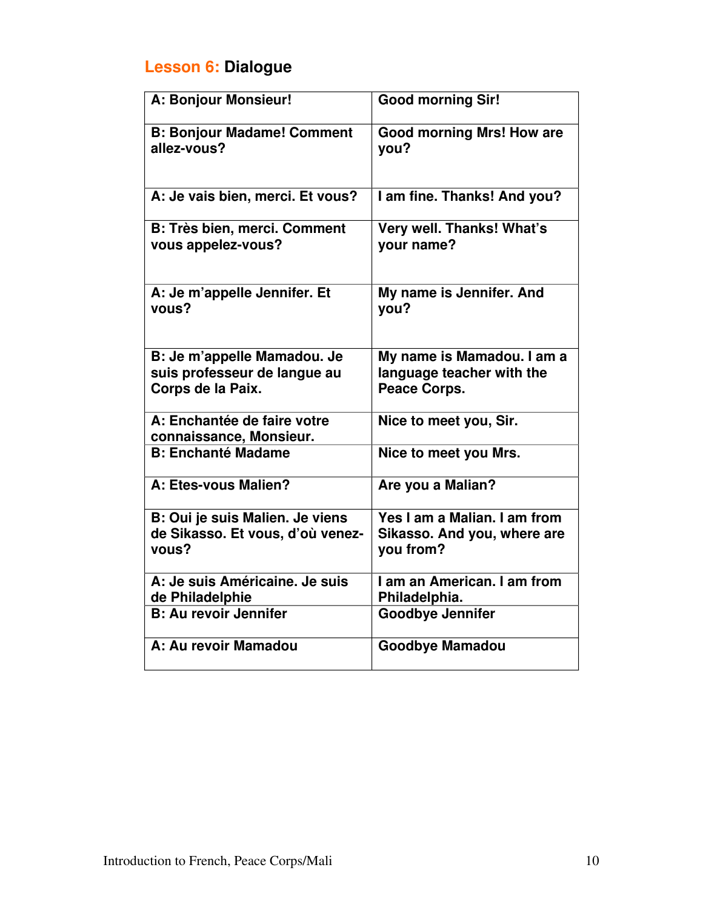## **Lesson 6:** Dialogue

| French | English |
|---|---|
| **A: Bonjour Monsieur!** | **Good morning Sir!** |
| **B: Bonjour Madame! Comment allez-vous?** | **Good morning Mrs! How are you?** |
| **A: Je vais bien, merci. Et vous?** | **I am fine. Thanks! And you?** |
| **B: Très bien, merci. Comment vous appelez-vous?** | **Very well. Thanks! What's your name?** |
| **A: Je m'appelle Jennifer. Et vous?** | **My name is Jennifer. And you?** |
| **B: Je m'appelle Mamadou. Je suis professeur de langue au Corps de la Paix.** | **My name is Mamadou. I am a language teacher with the Peace Corps.** |
| **A: Enchantée de faire votre connaissance, Monsieur.** | **Nice to meet you, Sir.** |
| **B: Enchanté Madame** | **Nice to meet you Mrs.** |
| **A: Etes-vous Malien?** | **Are you a Malian?** |
| **B: Oui je suis Malien. Je viens de Sikasso. Et vous, d'où venez-vous?** | **Yes I am a Malian. I am from Sikasso. And you, where are you from?** |
| **A: Je suis Américaine. Je suis de Philadelphie** | **I am an American. I am from Philadelphia.** |
| **B: Au revoir Jennifer** | **Goodbye Jennifer** |
| **A: Au revoir Mamadou** | **Goodbye Mamadou** |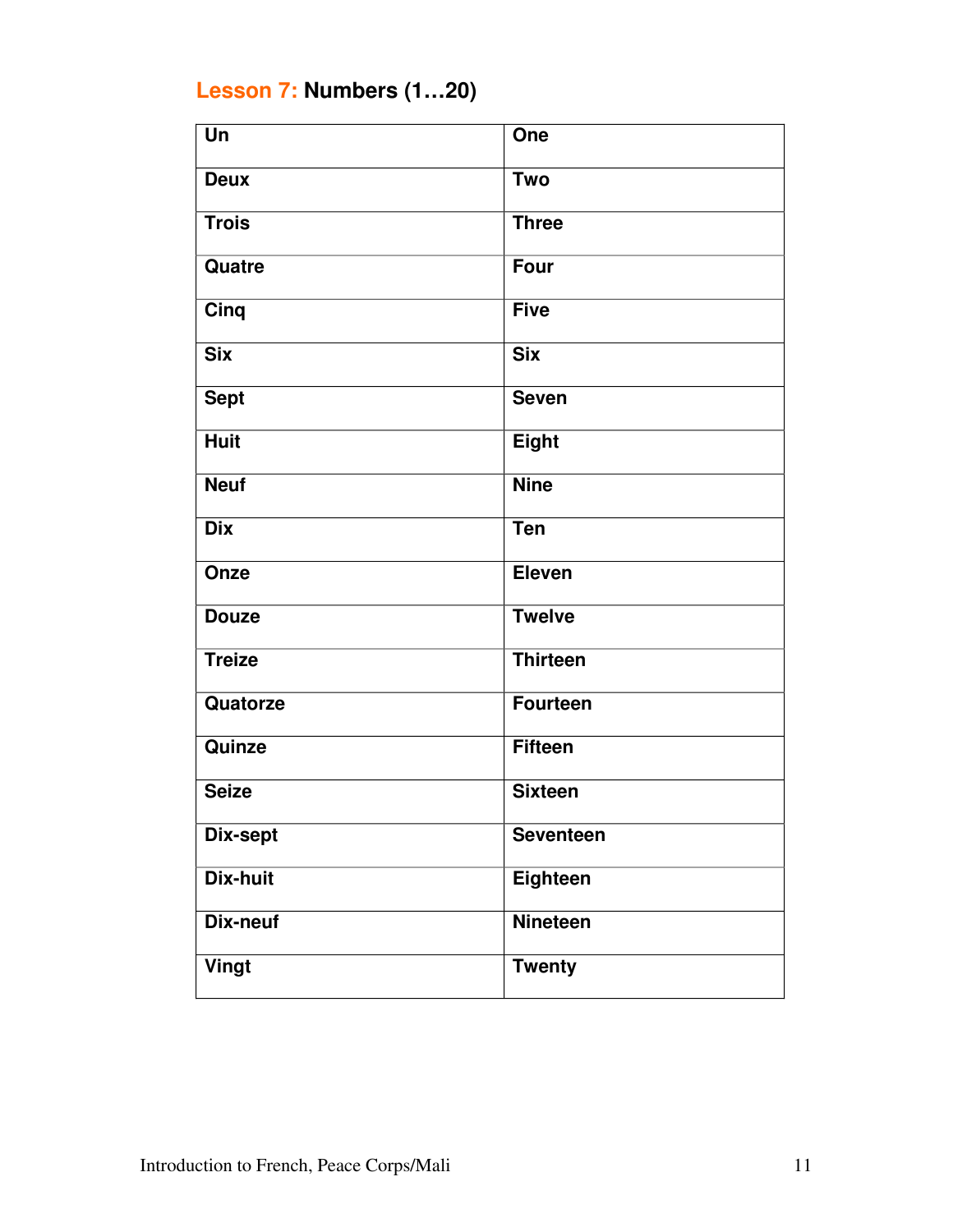## Lesson 7: Numbers (1…20)

| Un | One |
|---|---|
| Deux | Two |
| Trois | Three |
| Quatre | Four |
| Cinq | Five |
| Six | Six |
| Sept | Seven |
| Huit | Eight |
| Neuf | Nine |
| Dix | Ten |
| Onze | Eleven |
| Douze | Twelve |
| Treize | Thirteen |
| Quatorze | Fourteen |
| Quinze | Fifteen |
| Seize | Sixteen |
| Dix-sept | Seventeen |
| Dix-huit | Eighteen |
| Dix-neuf | Nineteen |
| Vingt | Twenty |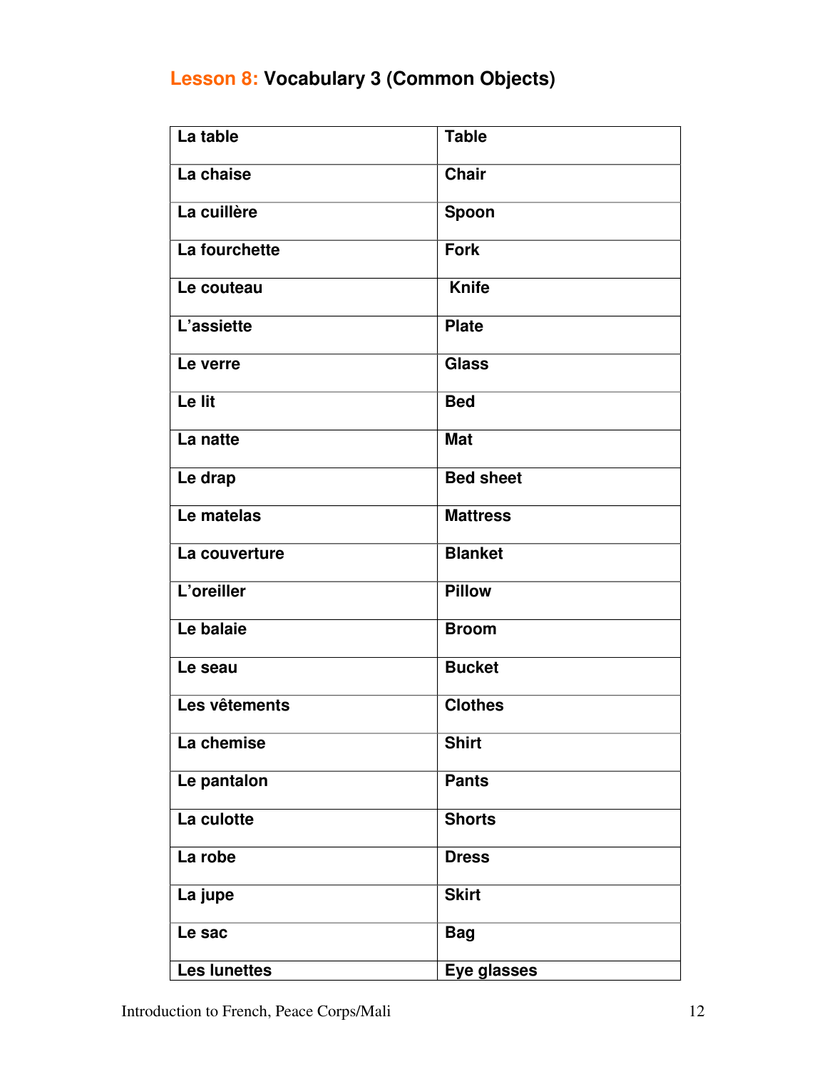## **Lesson 8:** Vocabulary 3 (Common Objects)

| La table | Table |
|---|---|
| La chaise | Chair |
| La cuillère | Spoon |
| La fourchette | Fork |
| Le couteau | Knife |
| L'assiette | Plate |
| Le verre | Glass |
| Le lit | Bed |
| La natte | Mat |
| Le drap | Bed sheet |
| Le matelas | Mattress |
| La couverture | Blanket |
| L'oreiller | Pillow |
| Le balaie | Broom |
| Le seau | Bucket |
| Les vêtements | Clothes |
| La chemise | Shirt |
| Le pantalon | Pants |
| La culotte | Shorts |
| La robe | Dress |
| La jupe | Skirt |
| Le sac | Bag |
| Les lunettes | Eye glasses |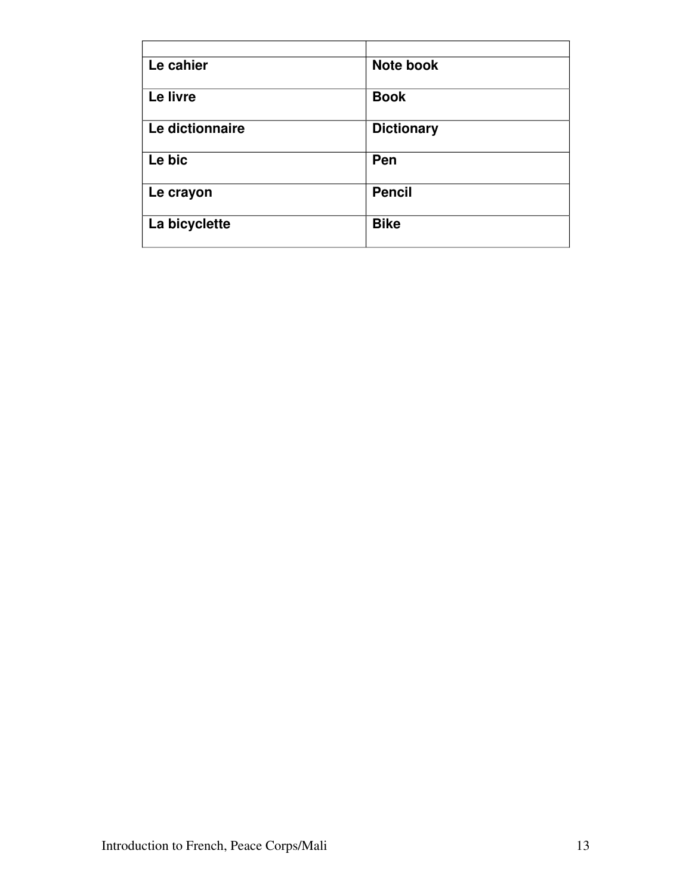| | |
|---|---|
| **Le cahier** | **Note book** |
| **Le livre** | **Book** |
| **Le dictionnaire** | **Dictionary** |
| **Le bic** | **Pen** |
| **Le crayon** | **Pencil** |
| **La bicyclette** | **Bike** |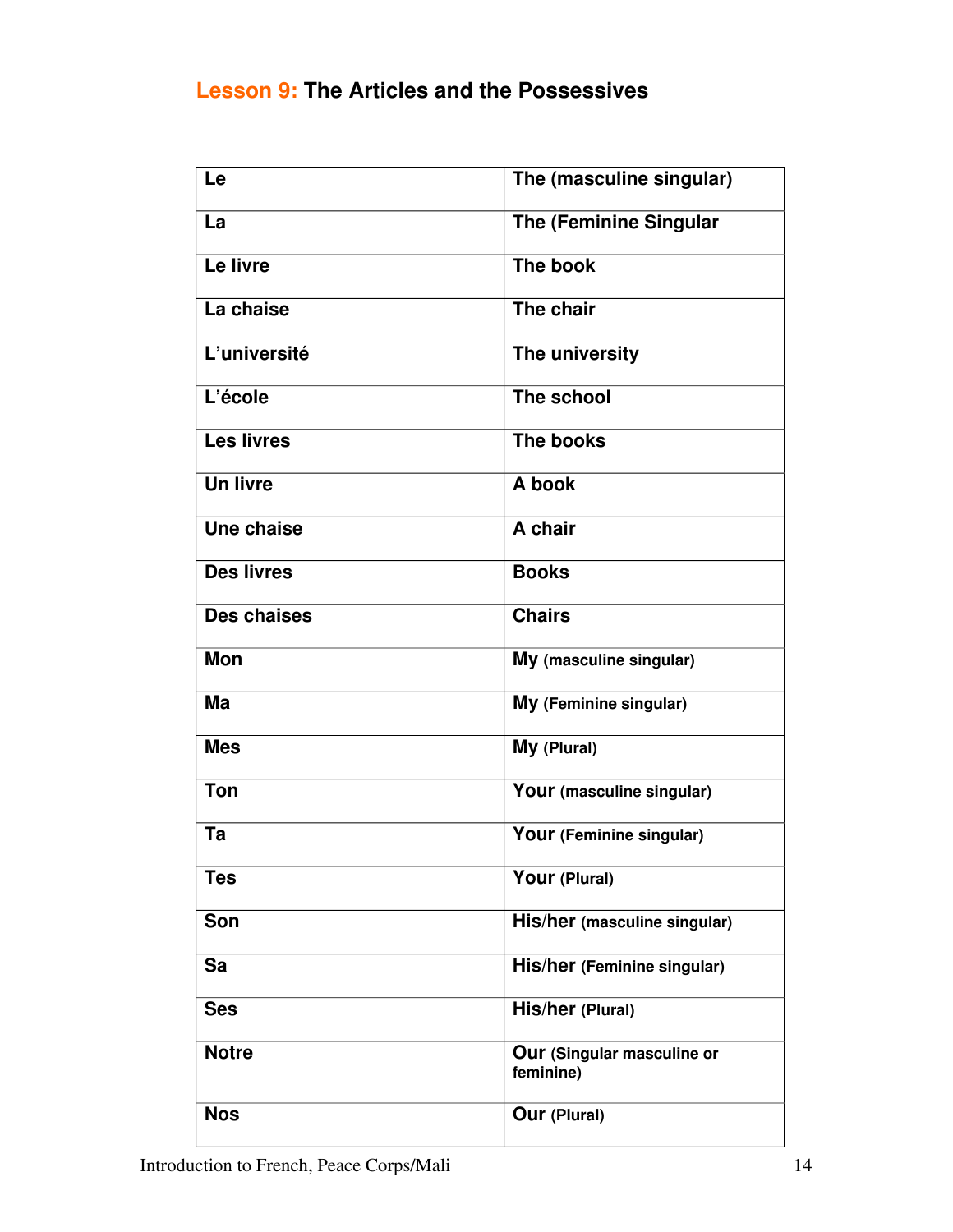## Lesson 9: The Articles and the Possessives

| Le | The (masculine singular) |
|---|---|
| La | The (Feminine Singular |
| Le livre | The book |
| La chaise | The chair |
| L'université | The university |
| L'école | The school |
| Les livres | The books |
| Un livre | A book |
| Une chaise | A chair |
| Des livres | Books |
| Des chaises | Chairs |
| Mon | My (masculine singular) |
| Ma | My (Feminine singular) |
| Mes | My (Plural) |
| Ton | Your (masculine singular) |
| Ta | Your (Feminine singular) |
| Tes | Your (Plural) |
| Son | His/her (masculine singular) |
| Sa | His/her (Feminine singular) |
| Ses | His/her (Plural) |
| Notre | Our (Singular masculine or feminine) |
| Nos | Our (Plural) |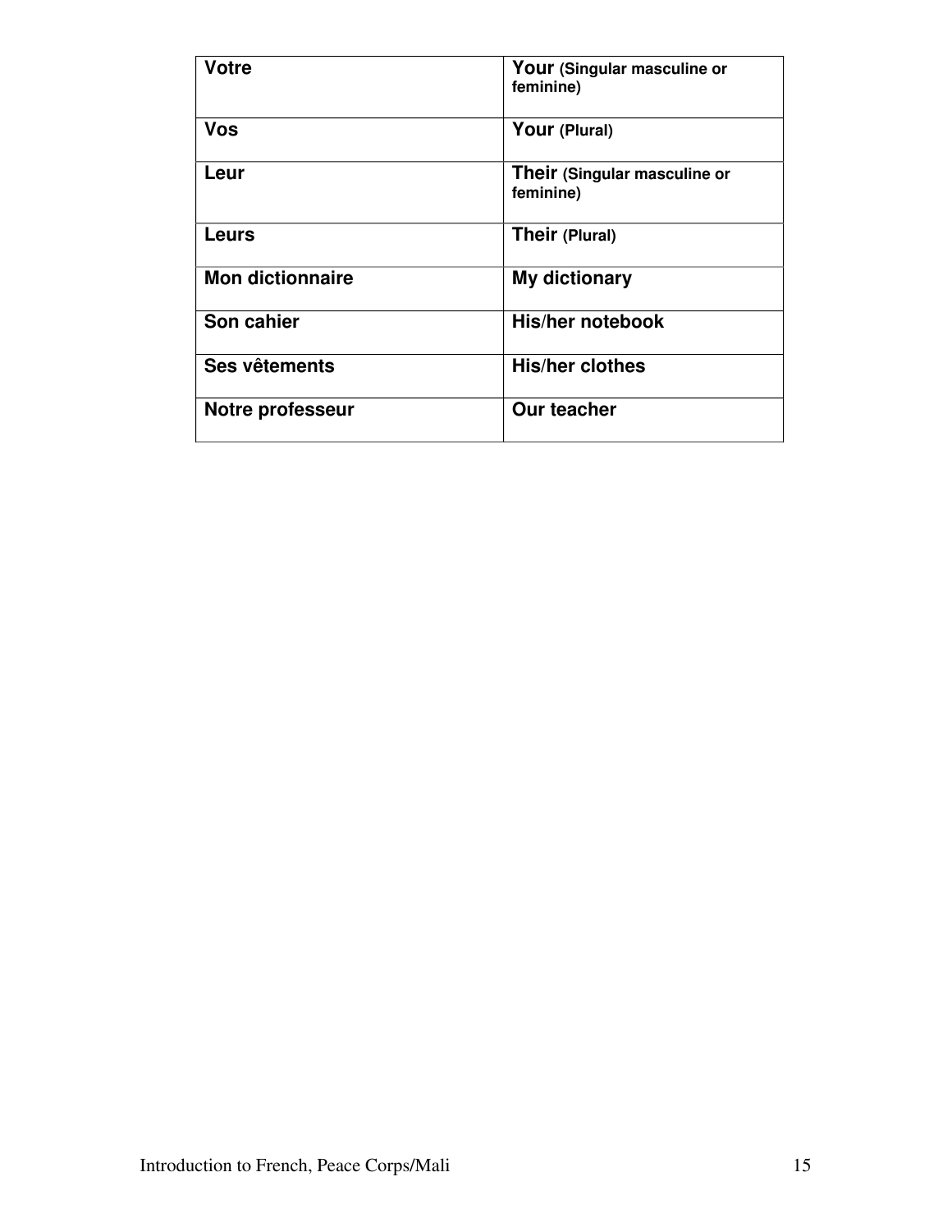| Votre | Your (Singular masculine or feminine) |
|---|---|
| Vos | Your (Plural) |
| Leur | Their (Singular masculine or feminine) |
| Leurs | Their (Plural) |
| Mon dictionnaire | My dictionary |
| Son cahier | His/her notebook |
| Ses vêtements | His/her clothes |
| Notre professeur | Our teacher |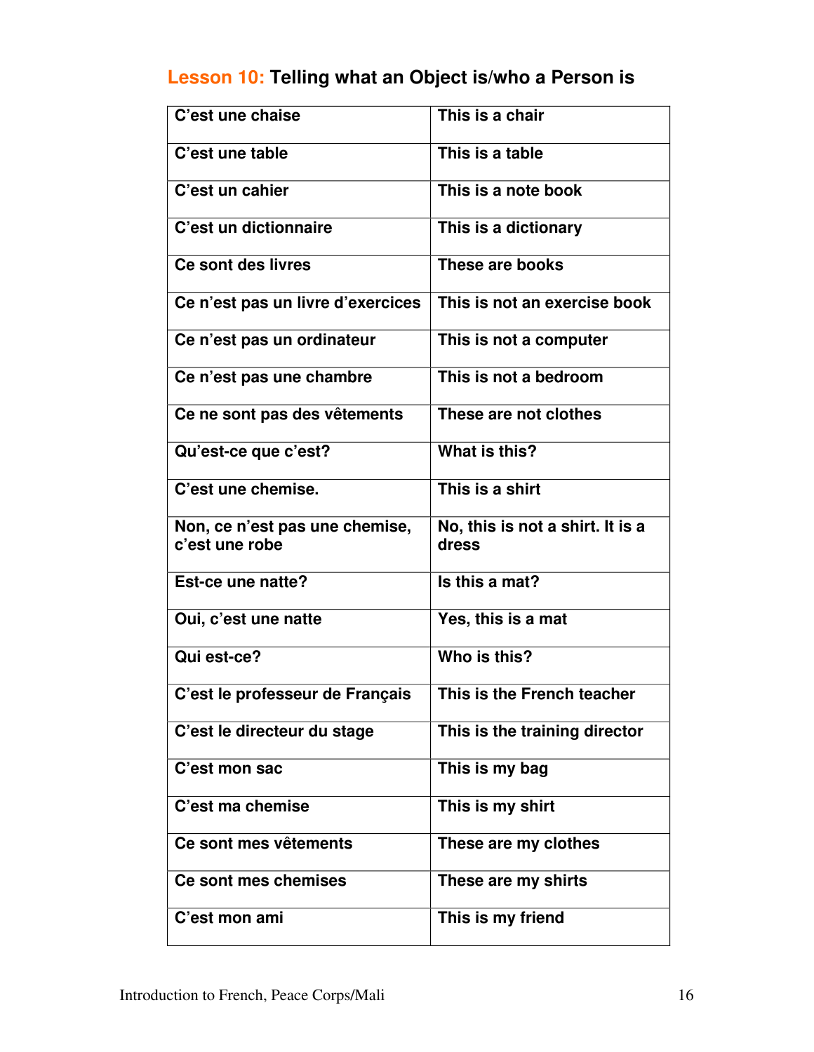## Lesson 10: Telling what an Object is/who a Person is

| | |
|---|---|
| C'est une chaise | This is a chair |
| C'est une table | This is a table |
| C'est un cahier | This is a note book |
| C'est un dictionnaire | This is a dictionary |
| Ce sont des livres | These are books |
| Ce n'est pas un livre d'exercices | This is not an exercise book |
| Ce n'est pas un ordinateur | This is not a computer |
| Ce n'est pas une chambre | This is not a bedroom |
| Ce ne sont pas des vêtements | These are not clothes |
| Qu'est-ce que c'est? | What is this? |
| C'est une chemise. | This is a shirt |
| Non, ce n'est pas une chemise, c'est une robe | No, this is not a shirt. It is a dress |
| Est-ce une natte? | Is this a mat? |
| Oui, c'est une natte | Yes, this is a mat |
| Qui est-ce? | Who is this? |
| C'est le professeur de Français | This is the French teacher |
| C'est le directeur du stage | This is the training director |
| C'est mon sac | This is my bag |
| C'est ma chemise | This is my shirt |
| Ce sont mes vêtements | These are my clothes |
| Ce sont mes chemises | These are my shirts |
| C'est mon ami | This is my friend |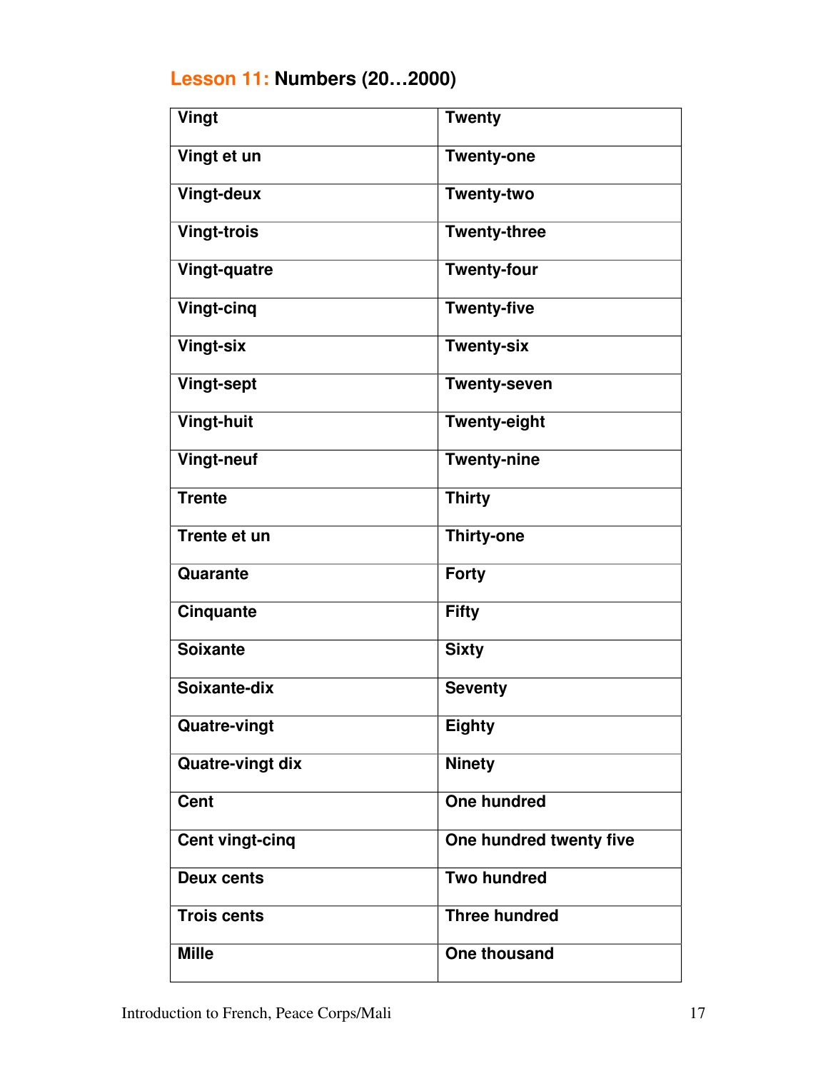## Lesson 11: Numbers (20…2000)

| Vingt | Twenty |
|---|---|
| Vingt et un | Twenty-one |
| Vingt-deux | Twenty-two |
| Vingt-trois | Twenty-three |
| Vingt-quatre | Twenty-four |
| Vingt-cinq | Twenty-five |
| Vingt-six | Twenty-six |
| Vingt-sept | Twenty-seven |
| Vingt-huit | Twenty-eight |
| Vingt-neuf | Twenty-nine |
| Trente | Thirty |
| Trente et un | Thirty-one |
| Quarante | Forty |
| Cinquante | Fifty |
| Soixante | Sixty |
| Soixante-dix | Seventy |
| Quatre-vingt | Eighty |
| Quatre-vingt dix | Ninety |
| Cent | One hundred |
| Cent vingt-cinq | One hundred twenty five |
| Deux cents | Two hundred |
| Trois cents | Three hundred |
| Mille | One thousand |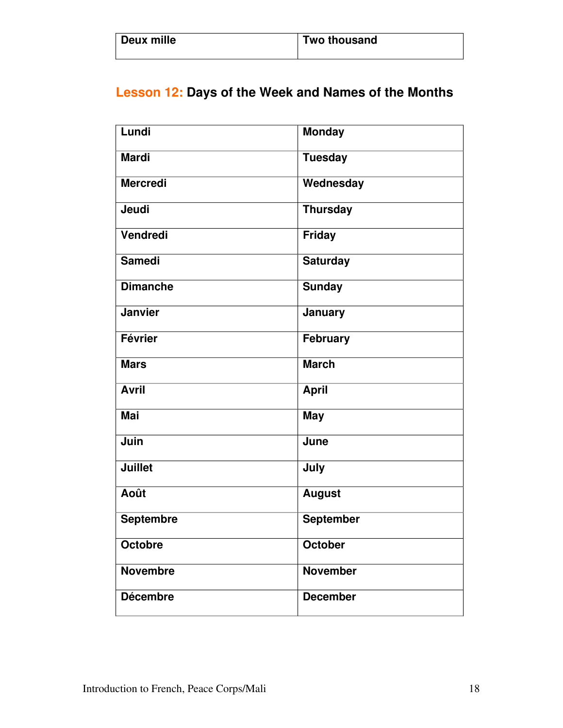| Deux mille | Two thousand |
|---|---|

## Lesson 12: Days of the Week and Names of the Months

| Lundi | Monday |
|---|---|
| Mardi | Tuesday |
| Mercredi | Wednesday |
| Jeudi | Thursday |
| Vendredi | Friday |
| Samedi | Saturday |
| Dimanche | Sunday |
| Janvier | January |
| Février | February |
| Mars | March |
| Avril | April |
| Mai | May |
| Juin | June |
| Juillet | July |
| Août | August |
| Septembre | September |
| Octobre | October |
| Novembre | November |
| Décembre | December |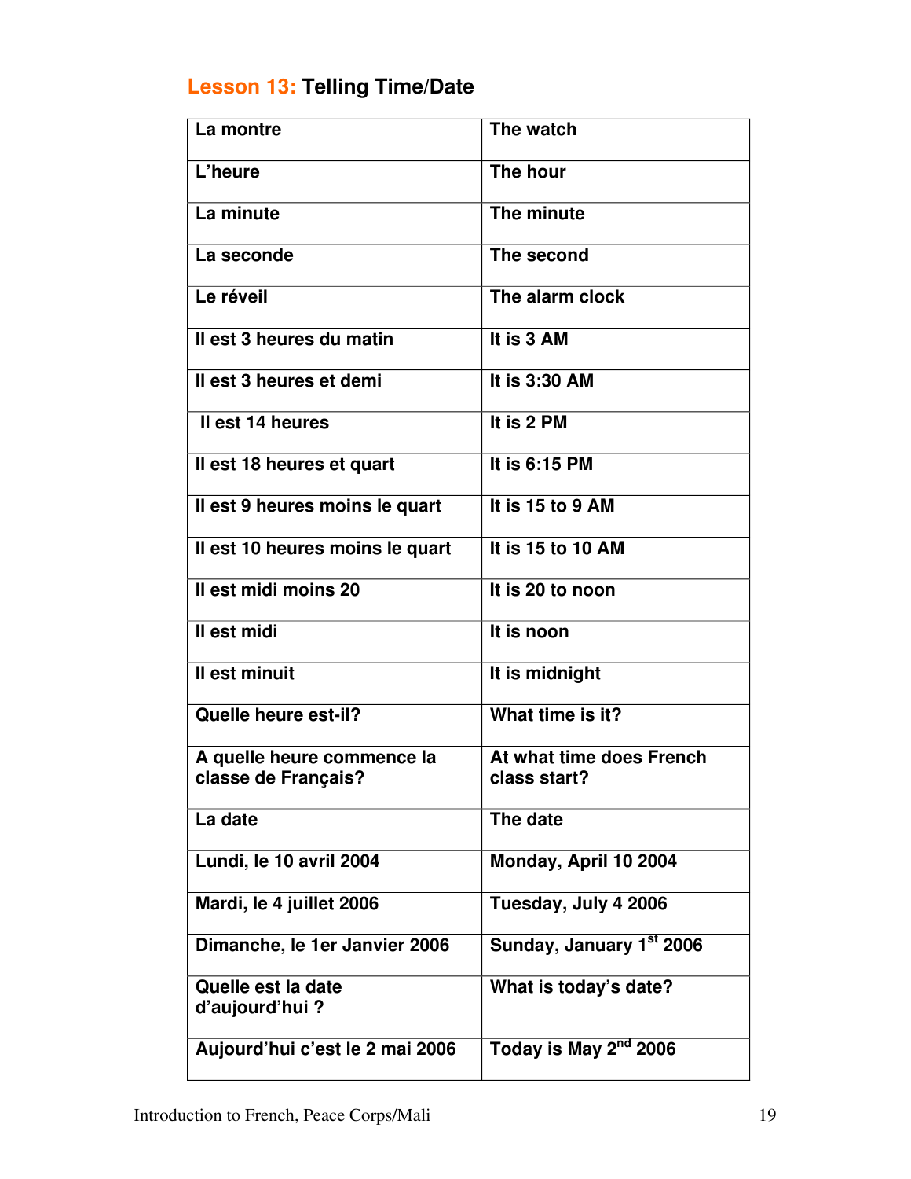## Lesson 13: Telling Time/Date

| La montre | The watch |
|---|---|
| L'heure | The hour |
| La minute | The minute |
| La seconde | The second |
| Le réveil | The alarm clock |
| Il est 3 heures du matin | It is 3 AM |
| Il est 3 heures et demi | It is 3:30 AM |
| Il est 14 heures | It is 2 PM |
| Il est 18 heures et quart | It is 6:15 PM |
| Il est 9 heures moins le quart | It is 15 to 9 AM |
| Il est 10 heures moins le quart | It is 15 to 10 AM |
| Il est midi moins 20 | It is 20 to noon |
| Il est midi | It is noon |
| Il est minuit | It is midnight |
| Quelle heure est-il? | What time is it? |
| A quelle heure commence la classe de Français? | At what time does French class start? |
| La date | The date |
| Lundi, le 10 avril 2004 | Monday, April 10 2004 |
| Mardi, le 4 juillet 2006 | Tuesday, July 4 2006 |
| Dimanche, le 1er Janvier 2006 | Sunday, January 1st 2006 |
| Quelle est la date d'aujourd'hui ? | What is today's date? |
| Aujourd'hui c'est le 2 mai 2006 | Today is May 2nd 2006 |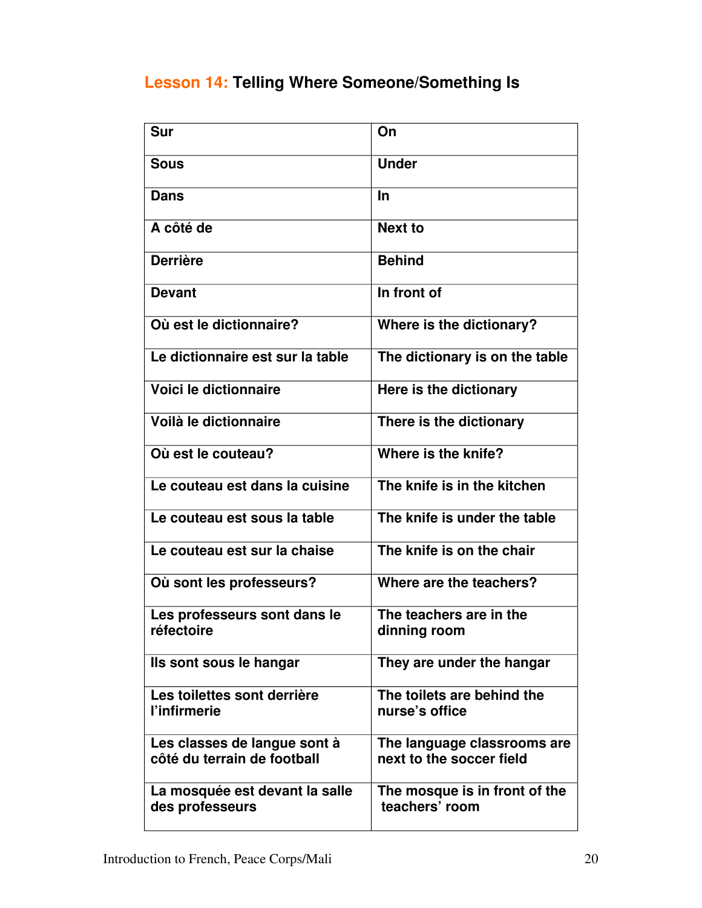## Lesson 14: Telling Where Someone/Something Is

| **Sur** | **On** |
|---|---|
| **Sous** | **Under** |
| **Dans** | **In** |
| **A côté de** | **Next to** |
| **Derrière** | **Behind** |
| **Devant** | **In front of** |
| **Où est le dictionnaire?** | **Where is the dictionary?** |
| **Le dictionnaire est sur la table** | **The dictionary is on the table** |
| **Voici le dictionnaire** | **Here is the dictionary** |
| **Voilà le dictionnaire** | **There is the dictionary** |
| **Où est le couteau?** | **Where is the knife?** |
| **Le couteau est dans la cuisine** | **The knife is in the kitchen** |
| **Le couteau est sous la table** | **The knife is under the table** |
| **Le couteau est sur la chaise** | **The knife is on the chair** |
| **Où sont les professeurs?** | **Where are the teachers?** |
| **Les professeurs sont dans le réfectoire** | **The teachers are in the dinning room** |
| **Ils sont sous le hangar** | **They are under the hangar** |
| **Les toilettes sont derrière l'infirmerie** | **The toilets are behind the nurse's office** |
| **Les classes de langue sont à côté du terrain de football** | **The language classrooms are next to the soccer field** |
| **La mosquée est devant la salle des professeurs** | **The mosque is in front of the teachers' room** |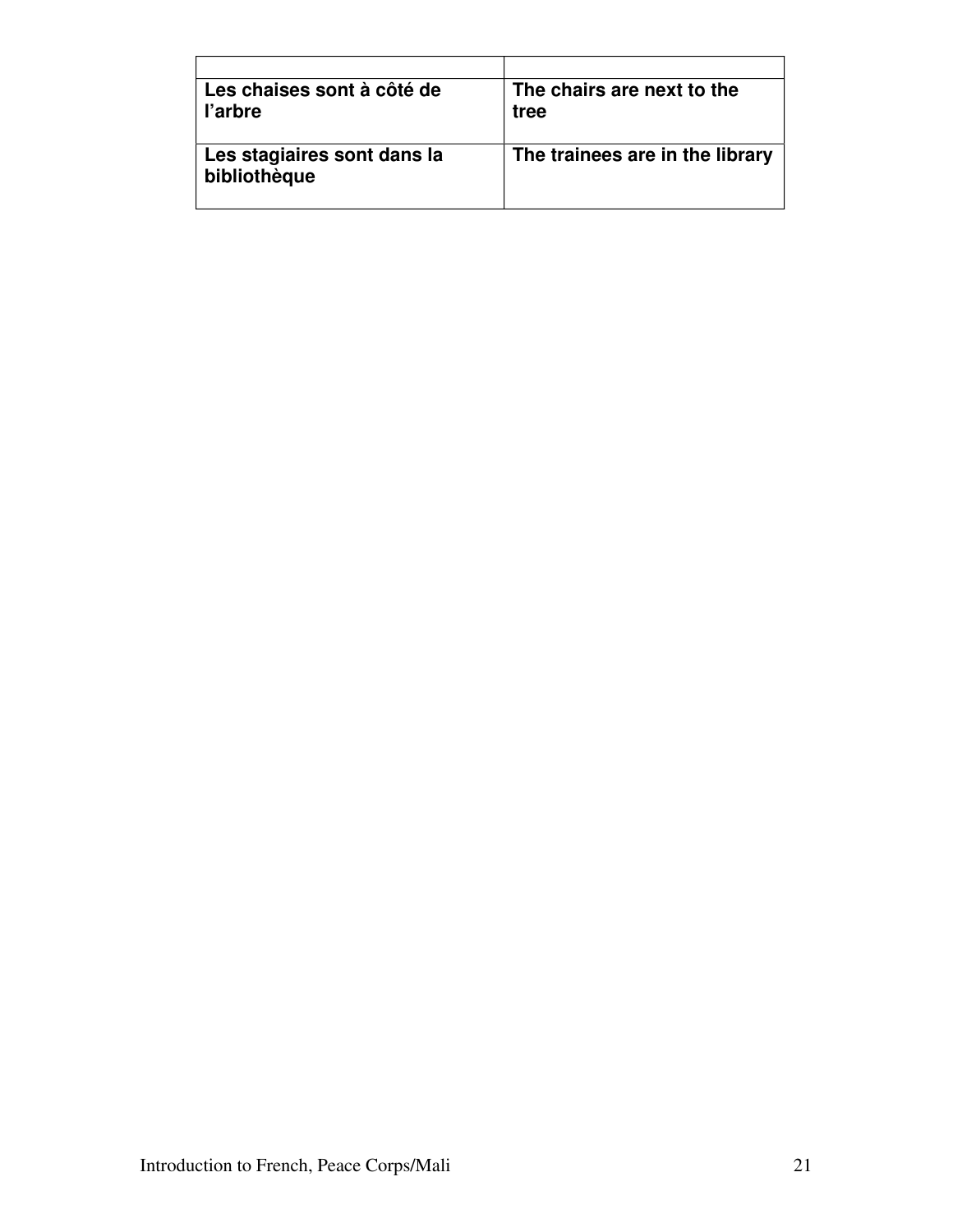| | |
|---|---|
| **Les chaises sont à côté de l'arbre** | **The chairs are next to the tree** |
| **Les stagiaires sont dans la bibliothèque** | **The trainees are in the library** |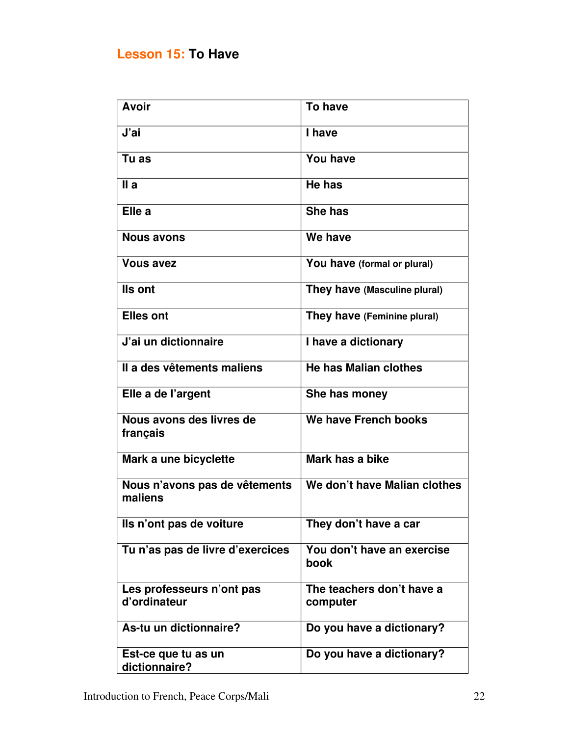## Lesson 15: To Have

| Avoir | To have |
|---|---|
| J'ai | I have |
| Tu as | You have |
| Il a | He has |
| Elle a | She has |
| Nous avons | We have |
| Vous avez | You have (formal or plural) |
| Ils ont | They have (Masculine plural) |
| Elles ont | They have (Feminine plural) |
| J'ai un dictionnaire | I have a dictionary |
| Il a des vêtements maliens | He has Malian clothes |
| Elle a de l'argent | She has money |
| Nous avons des livres de français | We have French books |
| Mark a une bicyclette | Mark has a bike |
| Nous n'avons pas de vêtements maliens | We don't have Malian clothes |
| Ils n'ont pas de voiture | They don't have a car |
| Tu n'as pas de livre d'exercices | You don't have an exercise book |
| Les professeurs n'ont pas d'ordinateur | The teachers don't have a computer |
| As-tu un dictionnaire? | Do you have a dictionary? |
| Est-ce que tu as un dictionnaire? | Do you have a dictionary? |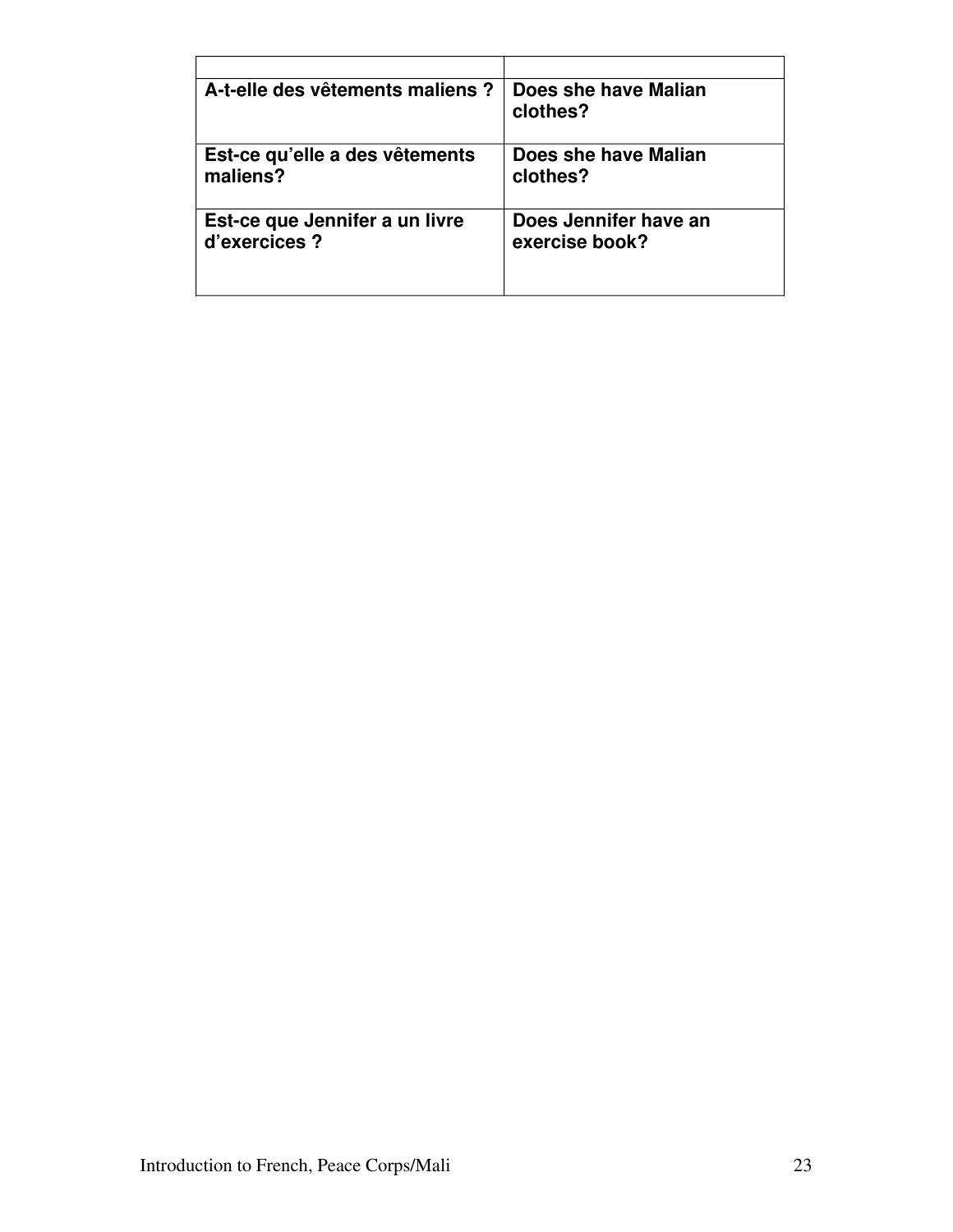| | |
|---|---|
| **A-t-elle des vêtements maliens ?** | **Does she have Malian clothes?** |
| **Est-ce qu'elle a des vêtements maliens?** | **Does she have Malian clothes?** |
| **Est-ce que Jennifer a un livre d'exercices ?** | **Does Jennifer have an exercise book?** |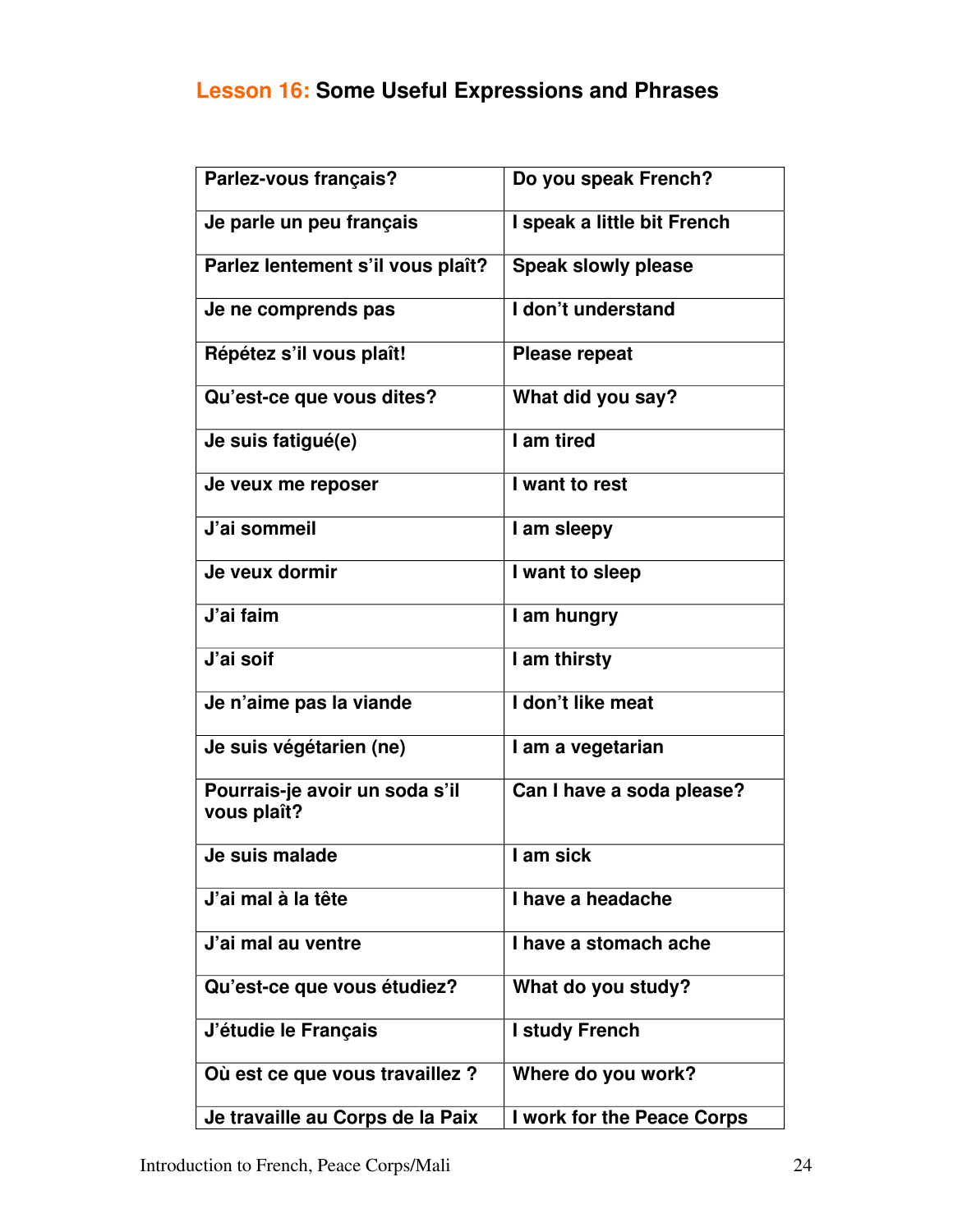## **Lesson 16:** Some Useful Expressions and Phrases

| | |
|---|---|
| **Parlez-vous français?** | **Do you speak French?** |
| **Je parle un peu français** | **I speak a little bit French** |
| **Parlez lentement s'il vous plaît?** | **Speak slowly please** |
| **Je ne comprends pas** | **I don't understand** |
| **Répétez s'il vous plaît!** | **Please repeat** |
| **Qu'est-ce que vous dites?** | **What did you say?** |
| **Je suis fatigué(e)** | **I am tired** |
| **Je veux me reposer** | **I want to rest** |
| **J'ai sommeil** | **I am sleepy** |
| **Je veux dormir** | **I want to sleep** |
| **J'ai faim** | **I am hungry** |
| **J'ai soif** | **I am thirsty** |
| **Je n'aime pas la viande** | **I don't like meat** |
| **Je suis végétarien (ne)** | **I am a vegetarian** |
| **Pourrais-je avoir un soda s'il vous plaît?** | **Can I have a soda please?** |
| **Je suis malade** | **I am sick** |
| **J'ai mal à la tête** | **I have a headache** |
| **J'ai mal au ventre** | **I have a stomach ache** |
| **Qu'est-ce que vous étudiez?** | **What do you study?** |
| **J'étudie le Français** | **I study French** |
| **Où est ce que vous travaillez ?** | **Where do you work?** |
| **Je travaille au Corps de la Paix** | **I work for the Peace Corps** |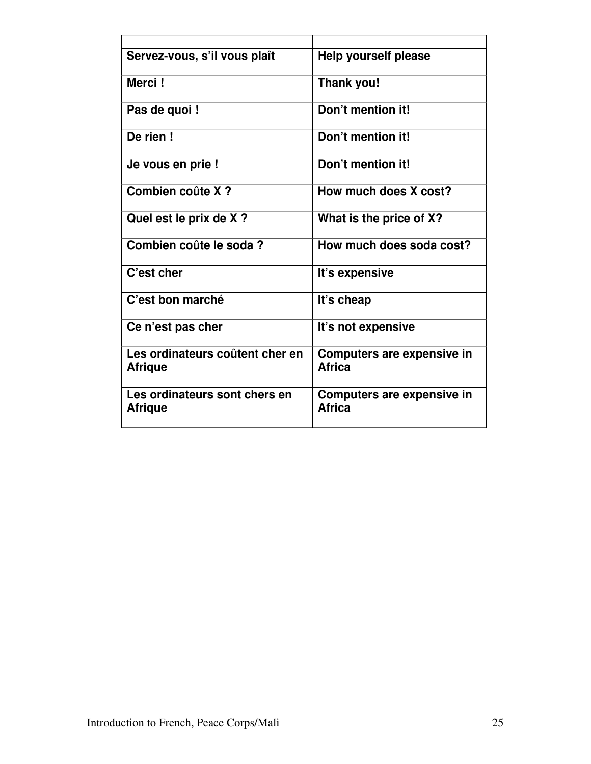| | |
|---|---|
| **Servez-vous, s'il vous plaît** | **Help yourself please** |
| **Merci !** | **Thank you!** |
| **Pas de quoi !** | **Don't mention it!** |
| **De rien !** | **Don't mention it!** |
| **Je vous en prie !** | **Don't mention it!** |
| **Combien coûte X ?** | **How much does X cost?** |
| **Quel est le prix de X ?** | **What is the price of X?** |
| **Combien coûte le soda ?** | **How much does soda cost?** |
| **C'est cher** | **It's expensive** |
| **C'est bon marché** | **It's cheap** |
| **Ce n'est pas cher** | **It's not expensive** |
| **Les ordinateurs coûtent cher en Afrique** | **Computers are expensive in Africa** |
| **Les ordinateurs sont chers en Afrique** | **Computers are expensive in Africa** |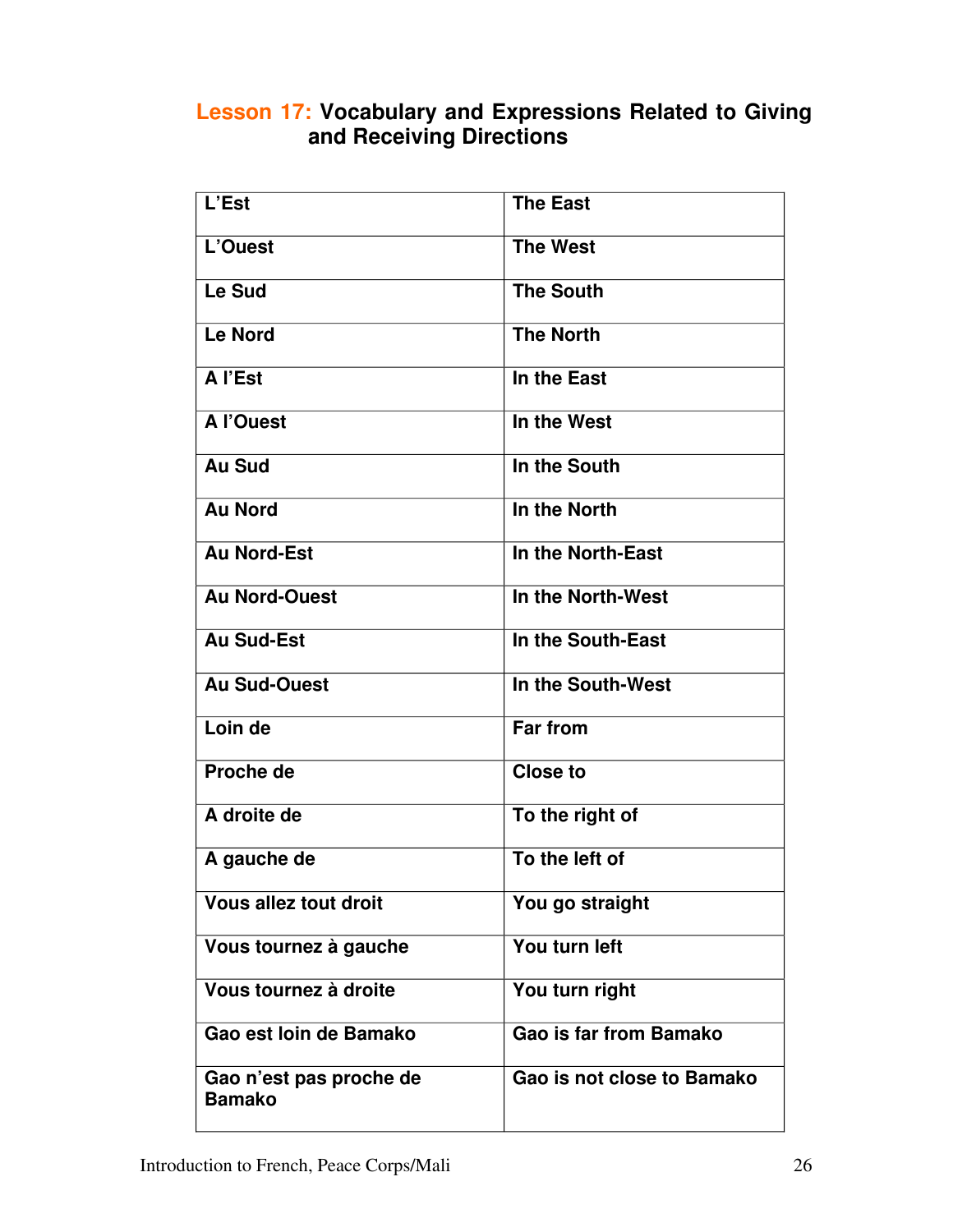## Lesson 17: Vocabulary and Expressions Related to Giving and Receiving Directions

| | |
|---|---|
| L'Est | The East |
| L'Ouest | The West |
| Le Sud | The South |
| Le Nord | The North |
| A l'Est | In the East |
| A l'Ouest | In the West |
| Au Sud | In the South |
| Au Nord | In the North |
| Au Nord-Est | In the North-East |
| Au Nord-Ouest | In the North-West |
| Au Sud-Est | In the South-East |
| Au Sud-Ouest | In the South-West |
| Loin de | Far from |
| Proche de | Close to |
| A droite de | To the right of |
| A gauche de | To the left of |
| Vous allez tout droit | You go straight |
| Vous tournez à gauche | You turn left |
| Vous tournez à droite | You turn right |
| Gao est loin de Bamako | Gao is far from Bamako |
| Gao n'est pas proche de Bamako | Gao is not close to Bamako |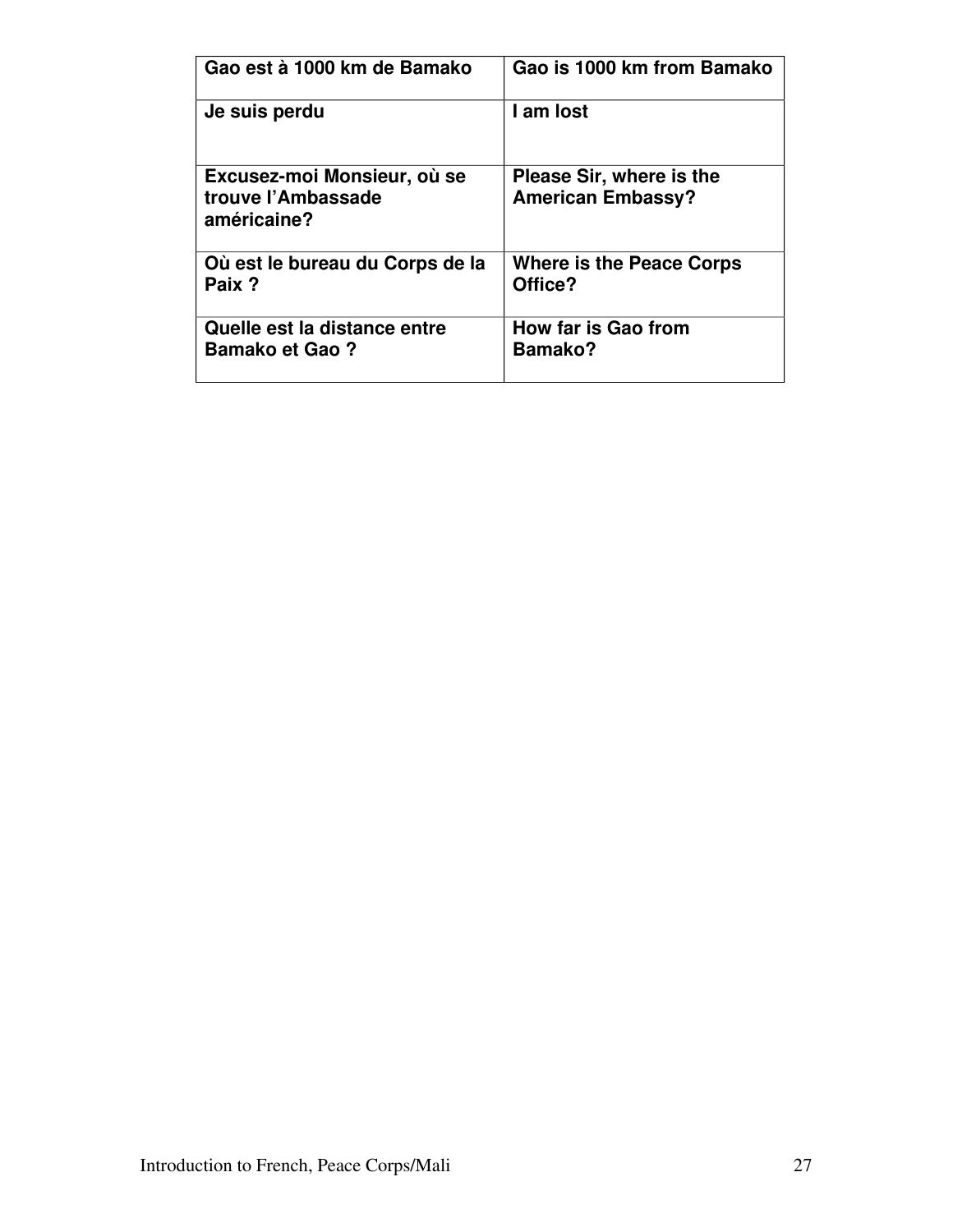| | |
|---|---|
| **Gao est à 1000 km de Bamako** | **Gao is 1000 km from Bamako** |
| **Je suis perdu** | **I am lost** |
| **Excusez-moi Monsieur, où se trouve l'Ambassade américaine?** | **Please Sir, where is the American Embassy?** |
| **Où est le bureau du Corps de la Paix ?** | **Where is the Peace Corps Office?** |
| **Quelle est la distance entre Bamako et Gao ?** | **How far is Gao from Bamako?** |